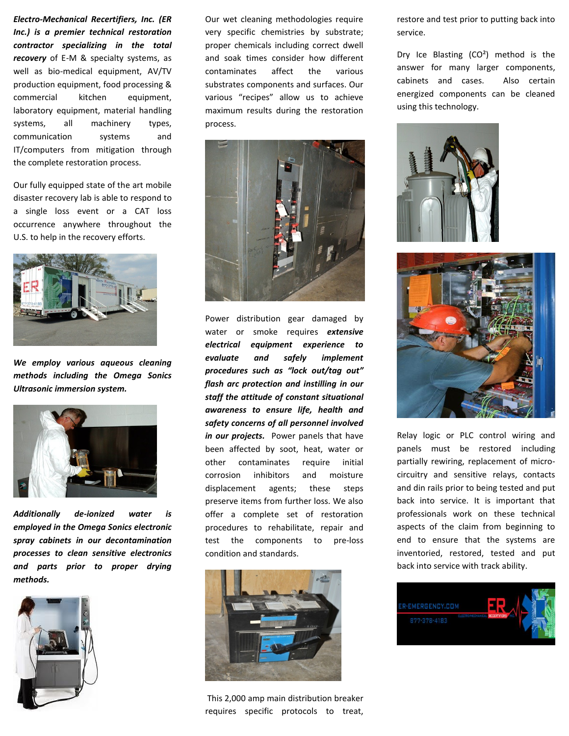***Electro-Mechanical Recertifiers, Inc. (ER Inc.) is a premier technical restoration contractor specializing in the total recovery*** of E-M & specialty systems, as well as bio-medical equipment, AV/TV production equipment, food processing & commercial kitchen equipment, laboratory equipment, material handling systems, all machinery types, communication systems and IT/computers from mitigation through the complete restoration process.

Our fully equipped state of the art mobile disaster recovery lab is able to respond to a single loss event or a CAT loss occurrence anywhere throughout the U.S. to help in the recovery efforts.

***We employ various aqueous cleaning methods including the Omega Sonics Ultrasonic immersion system.***

***Additionally de-ionized water is employed in the Omega Sonics electronic spray cabinets in our decontamination processes to clean sensitive electronics and parts prior to proper drying methods.***

Our wet cleaning methodologies require very specific chemistries by substrate; proper chemicals including correct dwell and soak times consider how different contaminates affect the various substrates components and surfaces. Our various "recipes" allow us to achieve maximum results during the restoration process.

Power distribution gear damaged by water or smoke requires ***extensive electrical equipment experience to evaluate and safely implement procedures such as "lock out/tag out" flash arc protection and instilling in our staff the attitude of constant situational awareness to ensure life, health and safety concerns of all personnel involved in our projects.*** Power panels that have been affected by soot, heat, water or other contaminates require initial corrosion inhibitors and moisture displacement agents; these steps preserve items from further loss. We also offer a complete set of restoration procedures to rehabilitate, repair and test the components to pre-loss condition and standards.

This 2,000 amp main distribution breaker requires specific protocols to treat, restore and test prior to putting back into service.

Dry Ice Blasting ($CO^2$) method is the answer for many larger components, cabinets and cases. Also certain energized components can be cleaned using this technology.

Relay logic or PLC control wiring and panels must be restored including partially rewiring, replacement of micro-circuitry and sensitive relays, contacts and din rails prior to being tested and put back into service. It is important that professionals work on these technical aspects of the claim from beginning to end to ensure that the systems are inventoried, restored, tested and put back into service with track ability.

ER-EMERGENCY.COM
877-378-4183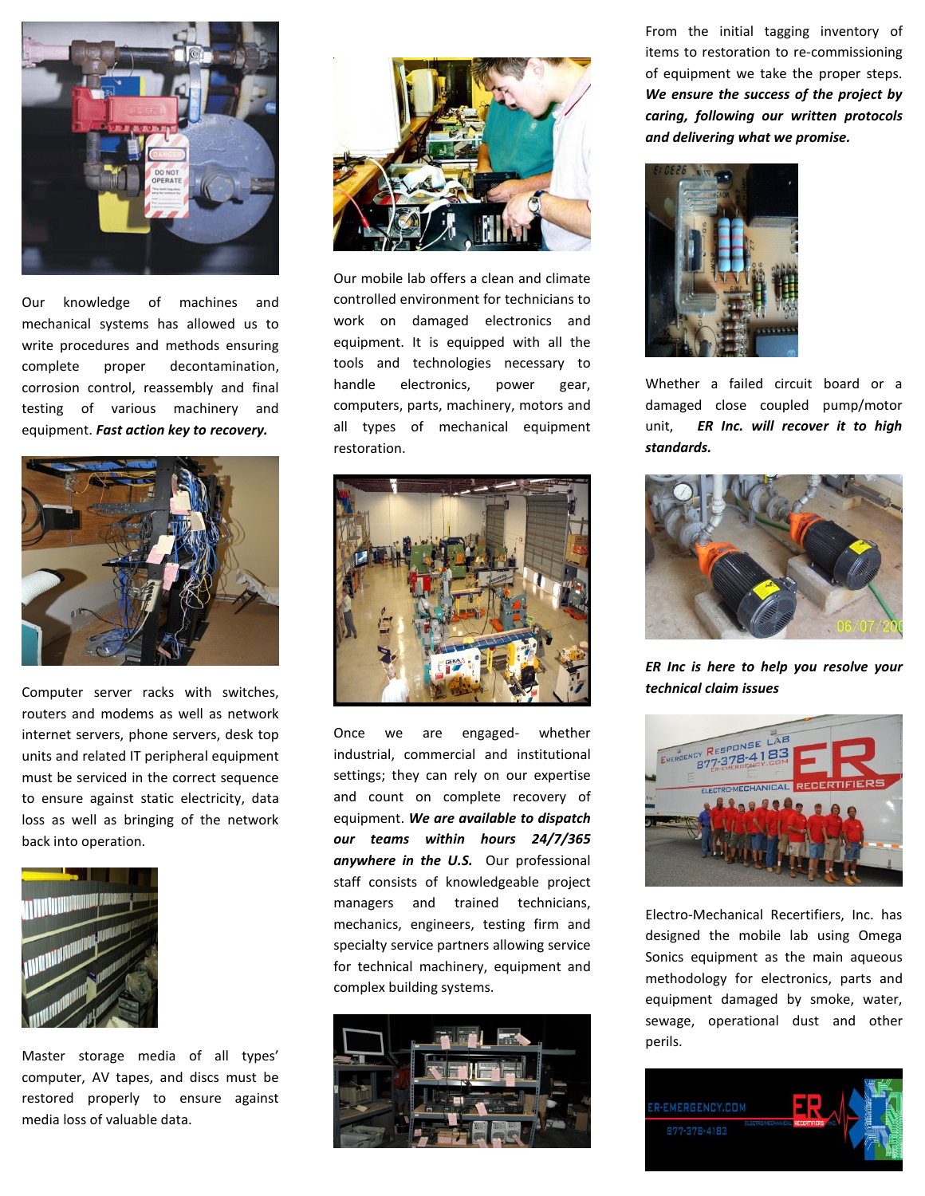Our knowledge of machines and mechanical systems has allowed us to write procedures and methods ensuring complete proper decontamination, corrosion control, reassembly and final testing of various machinery and equipment. ***Fast action key to recovery.***

Computer server racks with switches, routers and modems as well as network internet servers, phone servers, desk top units and related IT peripheral equipment must be serviced in the correct sequence to ensure against static electricity, data loss as well as bringing of the network back into operation.

Master storage media of all types' computer, AV tapes, and discs must be restored properly to ensure against media loss of valuable data.

Our mobile lab offers a clean and climate controlled environment for technicians to work on damaged electronics and equipment. It is equipped with all the tools and technologies necessary to handle electronics, power gear, computers, parts, machinery, motors and all types of mechanical equipment restoration.

Once we are engaged- whether industrial, commercial and institutional settings; they can rely on our expertise and count on complete recovery of equipment. ***We are available to dispatch our teams within hours 24/7/365 anywhere in the U.S.*** Our professional staff consists of knowledgeable project managers and trained technicians, mechanics, engineers, testing firm and specialty service partners allowing service for technical machinery, equipment and complex building systems.

From the initial tagging inventory of items to restoration to re-commissioning of equipment we take the proper steps. ***We ensure the success of the project by caring, following our written protocols and delivering what we promise.***

Whether a failed circuit board or a damaged close coupled pump/motor unit, ***ER Inc. will recover it to high standards.***

***ER Inc is here to help you resolve your technical claim issues***

Electro-Mechanical Recertifiers, Inc. has designed the mobile lab using Omega Sonics equipment as the main aqueous methodology for electronics, parts and equipment damaged by smoke, water, sewage, operational dust and other perils.